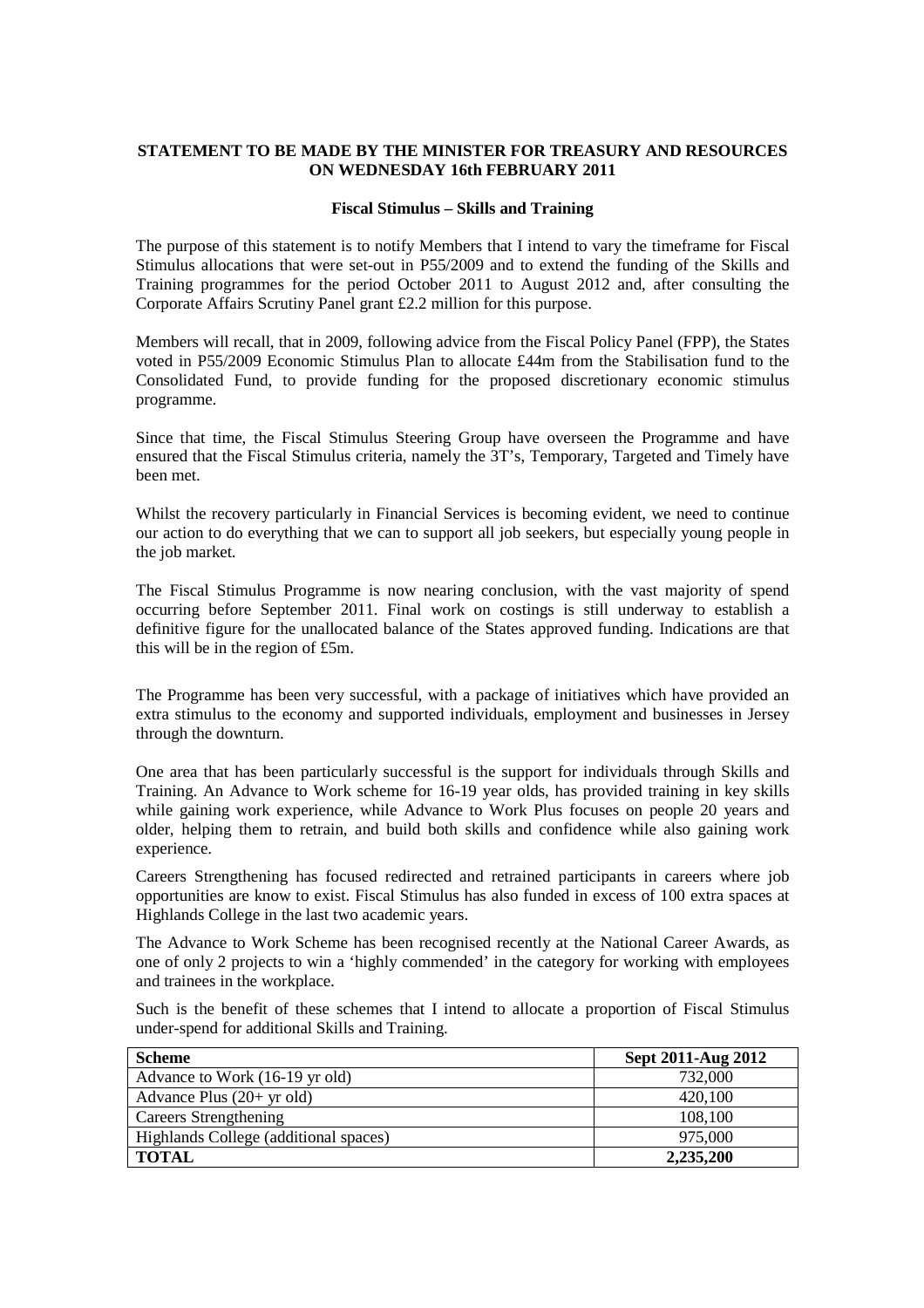**STATEMENT TO BE MADE BY THE MINISTER FOR TREASURY AND RESOURCES ON WEDNESDAY 16th FEBRUARY 2011**

**Fiscal Stimulus – Skills and Training**

The purpose of this statement is to notify Members that I intend to vary the timeframe for Fiscal Stimulus allocations that were set-out in P55/2009 and to extend the funding of the Skills and Training programmes for the period October 2011 to August 2012 and, after consulting the Corporate Affairs Scrutiny Panel grant £2.2 million for this purpose.

Members will recall, that in 2009, following advice from the Fiscal Policy Panel (FPP), the States voted in P55/2009 Economic Stimulus Plan to allocate £44m from the Stabilisation fund to the Consolidated Fund, to provide funding for the proposed discretionary economic stimulus programme.

Since that time, the Fiscal Stimulus Steering Group have overseen the Programme and have ensured that the Fiscal Stimulus criteria, namely the 3T's, Temporary, Targeted and Timely have been met.

Whilst the recovery particularly in Financial Services is becoming evident, we need to continue our action to do everything that we can to support all job seekers, but especially young people in the job market.

The Fiscal Stimulus Programme is now nearing conclusion, with the vast majority of spend occurring before September 2011. Final work on costings is still underway to establish a definitive figure for the unallocated balance of the States approved funding. Indications are that this will be in the region of £5m.

The Programme has been very successful, with a package of initiatives which have provided an extra stimulus to the economy and supported individuals, employment and businesses in Jersey through the downturn.

One area that has been particularly successful is the support for individuals through Skills and Training. An Advance to Work scheme for 16-19 year olds, has provided training in key skills while gaining work experience, while Advance to Work Plus focuses on people 20 years and older, helping them to retrain, and build both skills and confidence while also gaining work experience.

Careers Strengthening has focused redirected and retrained participants in careers where job opportunities are know to exist. Fiscal Stimulus has also funded in excess of 100 extra spaces at Highlands College in the last two academic years.

The Advance to Work Scheme has been recognised recently at the National Career Awards, as one of only 2 projects to win a 'highly commended' in the category for working with employees and trainees in the workplace.

Such is the benefit of these schemes that I intend to allocate a proportion of Fiscal Stimulus under-spend for additional Skills and Training.

| **Scheme** | **Sept 2011-Aug 2012** |
|---|---|
| Advance to Work (16-19 yr old) | 732,000 |
| Advance Plus (20+ yr old) | 420,100 |
| Careers Strengthening | 108,100 |
| Highlands College (additional spaces) | 975,000 |
| **TOTAL** | **2,235,200** |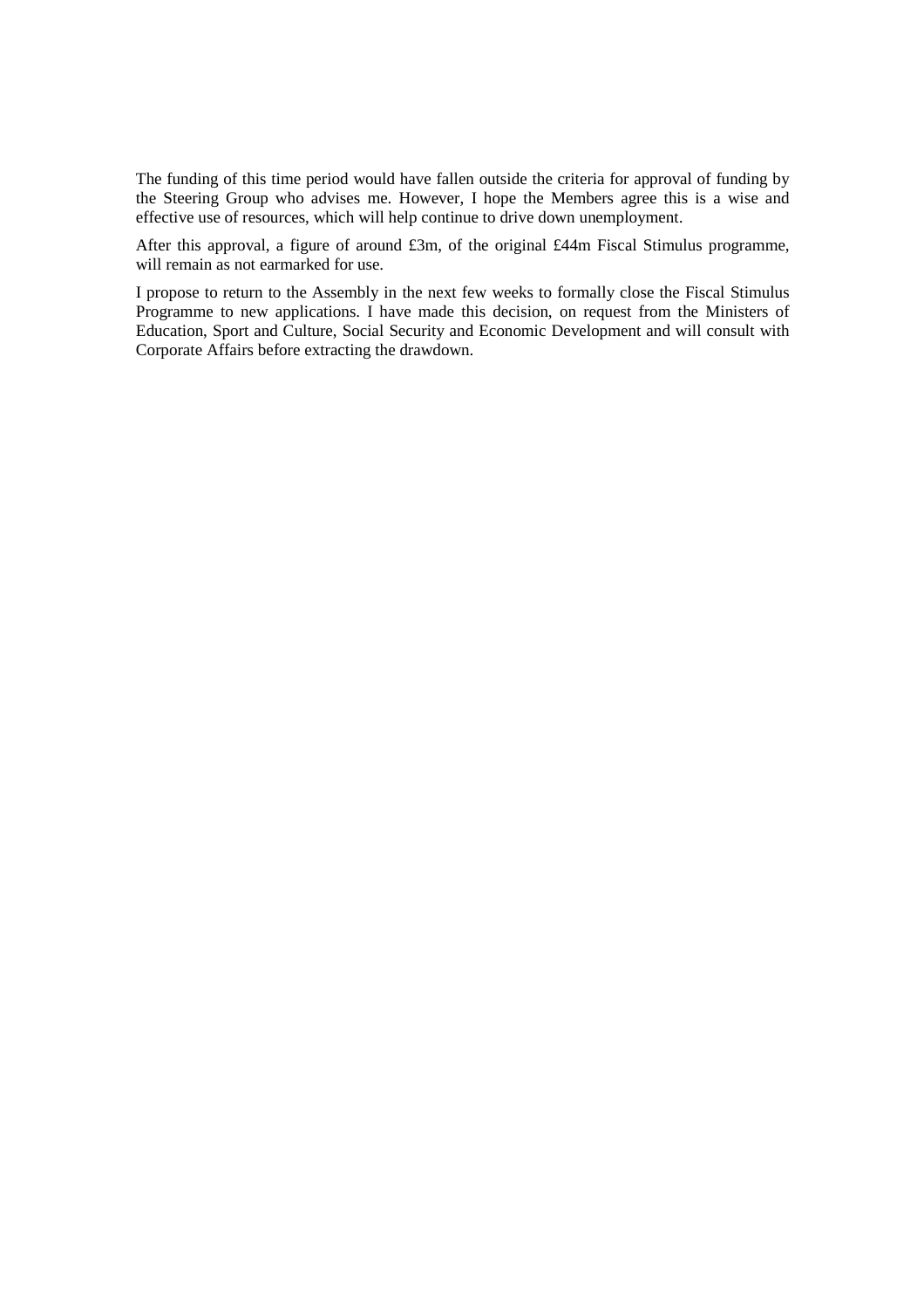The funding of this time period would have fallen outside the criteria for approval of funding by the Steering Group who advises me. However, I hope the Members agree this is a wise and effective use of resources, which will help continue to drive down unemployment.

After this approval, a figure of around £3m, of the original £44m Fiscal Stimulus programme, will remain as not earmarked for use.

I propose to return to the Assembly in the next few weeks to formally close the Fiscal Stimulus Programme to new applications. I have made this decision, on request from the Ministers of Education, Sport and Culture, Social Security and Economic Development and will consult with Corporate Affairs before extracting the drawdown.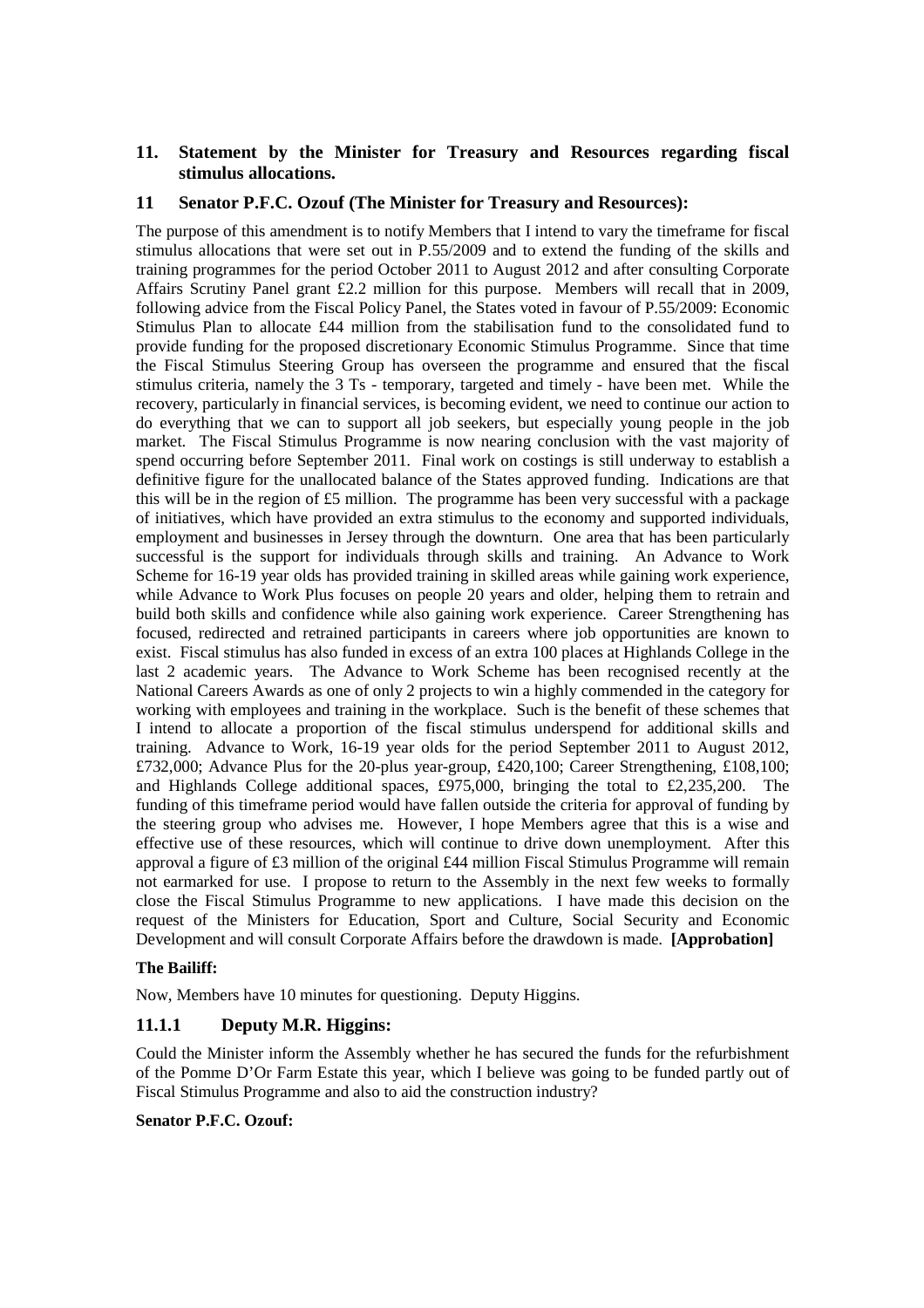## 11. Statement by the Minister for Treasury and Resources regarding fiscal stimulus allocations.

### 11 Senator P.F.C. Ozouf (The Minister for Treasury and Resources):

The purpose of this amendment is to notify Members that I intend to vary the timeframe for fiscal stimulus allocations that were set out in P.55/2009 and to extend the funding of the skills and training programmes for the period October 2011 to August 2012 and after consulting Corporate Affairs Scrutiny Panel grant £2.2 million for this purpose. Members will recall that in 2009, following advice from the Fiscal Policy Panel, the States voted in favour of P.55/2009: Economic Stimulus Plan to allocate £44 million from the stabilisation fund to the consolidated fund to provide funding for the proposed discretionary Economic Stimulus Programme. Since that time the Fiscal Stimulus Steering Group has overseen the programme and ensured that the fiscal stimulus criteria, namely the 3 Ts - temporary, targeted and timely - have been met. While the recovery, particularly in financial services, is becoming evident, we need to continue our action to do everything that we can to support all job seekers, but especially young people in the job market. The Fiscal Stimulus Programme is now nearing conclusion with the vast majority of spend occurring before September 2011. Final work on costings is still underway to establish a definitive figure for the unallocated balance of the States approved funding. Indications are that this will be in the region of £5 million. The programme has been very successful with a package of initiatives, which have provided an extra stimulus to the economy and supported individuals, employment and businesses in Jersey through the downturn. One area that has been particularly successful is the support for individuals through skills and training. An Advance to Work Scheme for 16-19 year olds has provided training in skilled areas while gaining work experience, while Advance to Work Plus focuses on people 20 years and older, helping them to retrain and build both skills and confidence while also gaining work experience. Career Strengthening has focused, redirected and retrained participants in careers where job opportunities are known to exist. Fiscal stimulus has also funded in excess of an extra 100 places at Highlands College in the last 2 academic years. The Advance to Work Scheme has been recognised recently at the National Careers Awards as one of only 2 projects to win a highly commended in the category for working with employees and training in the workplace. Such is the benefit of these schemes that I intend to allocate a proportion of the fiscal stimulus underspend for additional skills and training. Advance to Work, 16-19 year olds for the period September 2011 to August 2012, £732,000; Advance Plus for the 20-plus year-group, £420,100; Career Strengthening, £108,100; and Highlands College additional spaces, £975,000, bringing the total to £2,235,200. The funding of this timeframe period would have fallen outside the criteria for approval of funding by the steering group who advises me. However, I hope Members agree that this is a wise and effective use of these resources, which will continue to drive down unemployment. After this approval a figure of £3 million of the original £44 million Fiscal Stimulus Programme will remain not earmarked for use. I propose to return to the Assembly in the next few weeks to formally close the Fiscal Stimulus Programme to new applications. I have made this decision on the request of the Ministers for Education, Sport and Culture, Social Security and Economic Development and will consult Corporate Affairs before the drawdown is made. **[Approbation]**

**The Bailiff:**

Now, Members have 10 minutes for questioning. Deputy Higgins.

### 11.1.1 Deputy M.R. Higgins:

Could the Minister inform the Assembly whether he has secured the funds for the refurbishment of the Pomme D'Or Farm Estate this year, which I believe was going to be funded partly out of Fiscal Stimulus Programme and also to aid the construction industry?

**Senator P.F.C. Ozouf:**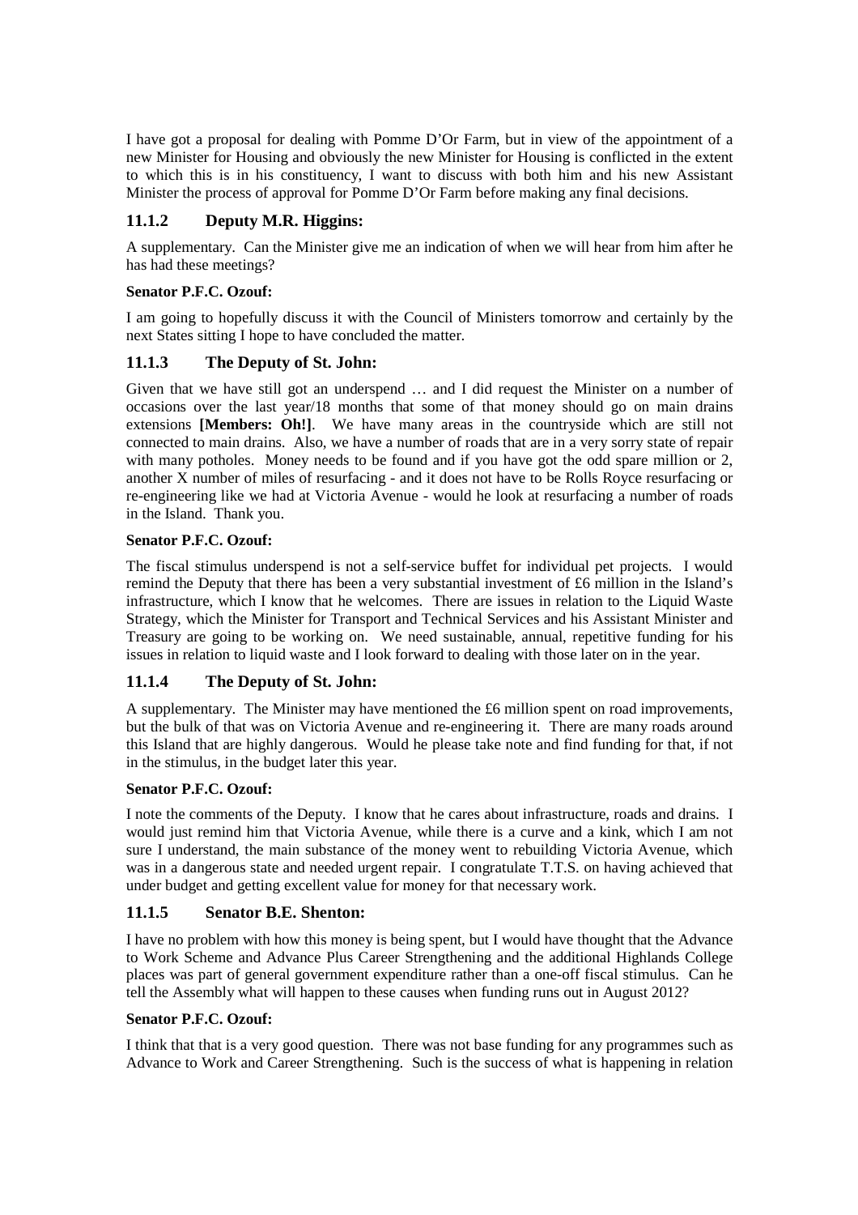I have got a proposal for dealing with Pomme D'Or Farm, but in view of the appointment of a new Minister for Housing and obviously the new Minister for Housing is conflicted in the extent to which this is in his constituency, I want to discuss with both him and his new Assistant Minister the process of approval for Pomme D'Or Farm before making any final decisions.

### 11.1.2 Deputy M.R. Higgins:

A supplementary. Can the Minister give me an indication of when we will hear from him after he has had these meetings?

**Senator P.F.C. Ozouf:**

I am going to hopefully discuss it with the Council of Ministers tomorrow and certainly by the next States sitting I hope to have concluded the matter.

### 11.1.3 The Deputy of St. John:

Given that we have still got an underspend … and I did request the Minister on a number of occasions over the last year/18 months that some of that money should go on main drains extensions **[Members: Oh!]**. We have many areas in the countryside which are still not connected to main drains. Also, we have a number of roads that are in a very sorry state of repair with many potholes. Money needs to be found and if you have got the odd spare million or 2, another X number of miles of resurfacing - and it does not have to be Rolls Royce resurfacing or re-engineering like we had at Victoria Avenue - would he look at resurfacing a number of roads in the Island. Thank you.

**Senator P.F.C. Ozouf:**

The fiscal stimulus underspend is not a self-service buffet for individual pet projects. I would remind the Deputy that there has been a very substantial investment of £6 million in the Island's infrastructure, which I know that he welcomes. There are issues in relation to the Liquid Waste Strategy, which the Minister for Transport and Technical Services and his Assistant Minister and Treasury are going to be working on. We need sustainable, annual, repetitive funding for his issues in relation to liquid waste and I look forward to dealing with those later on in the year.

### 11.1.4 The Deputy of St. John:

A supplementary. The Minister may have mentioned the £6 million spent on road improvements, but the bulk of that was on Victoria Avenue and re-engineering it. There are many roads around this Island that are highly dangerous. Would he please take note and find funding for that, if not in the stimulus, in the budget later this year.

**Senator P.F.C. Ozouf:**

I note the comments of the Deputy. I know that he cares about infrastructure, roads and drains. I would just remind him that Victoria Avenue, while there is a curve and a kink, which I am not sure I understand, the main substance of the money went to rebuilding Victoria Avenue, which was in a dangerous state and needed urgent repair. I congratulate T.T.S. on having achieved that under budget and getting excellent value for money for that necessary work.

### 11.1.5 Senator B.E. Shenton:

I have no problem with how this money is being spent, but I would have thought that the Advance to Work Scheme and Advance Plus Career Strengthening and the additional Highlands College places was part of general government expenditure rather than a one-off fiscal stimulus. Can he tell the Assembly what will happen to these causes when funding runs out in August 2012?

**Senator P.F.C. Ozouf:**

I think that that is a very good question. There was not base funding for any programmes such as Advance to Work and Career Strengthening. Such is the success of what is happening in relation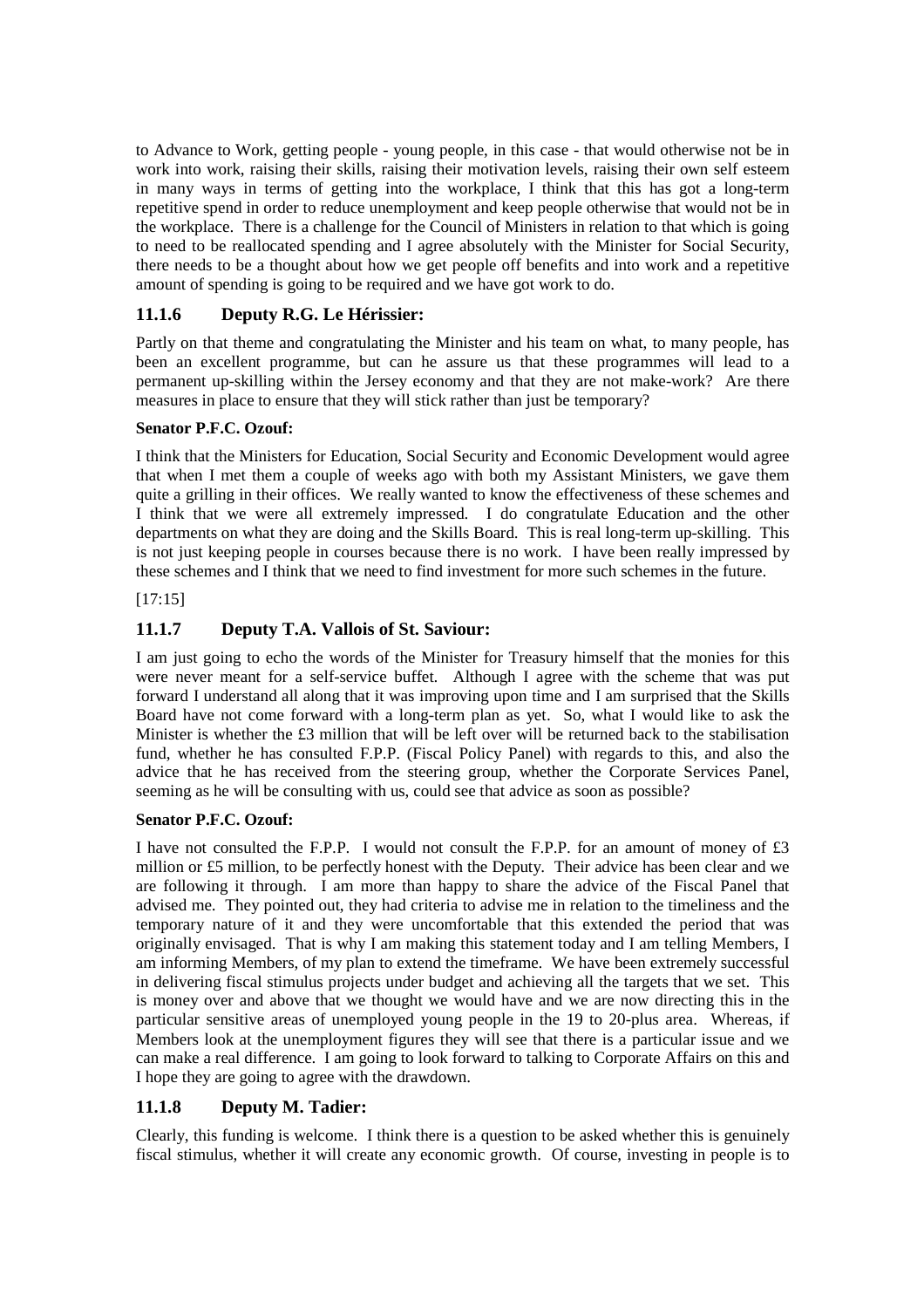to Advance to Work, getting people - young people, in this case - that would otherwise not be in work into work, raising their skills, raising their motivation levels, raising their own self esteem in many ways in terms of getting into the workplace, I think that this has got a long-term repetitive spend in order to reduce unemployment and keep people otherwise that would not be in the workplace. There is a challenge for the Council of Ministers in relation to that which is going to need to be reallocated spending and I agree absolutely with the Minister for Social Security, there needs to be a thought about how we get people off benefits and into work and a repetitive amount of spending is going to be required and we have got work to do.

### 11.1.6 Deputy R.G. Le Hérissier:

Partly on that theme and congratulating the Minister and his team on what, to many people, has been an excellent programme, but can he assure us that these programmes will lead to a permanent up-skilling within the Jersey economy and that they are not make-work? Are there measures in place to ensure that they will stick rather than just be temporary?

**Senator P.F.C. Ozouf:**

I think that the Ministers for Education, Social Security and Economic Development would agree that when I met them a couple of weeks ago with both my Assistant Ministers, we gave them quite a grilling in their offices. We really wanted to know the effectiveness of these schemes and I think that we were all extremely impressed. I do congratulate Education and the other departments on what they are doing and the Skills Board. This is real long-term up-skilling. This is not just keeping people in courses because there is no work. I have been really impressed by these schemes and I think that we need to find investment for more such schemes in the future.

[17:15]

### 11.1.7 Deputy T.A. Vallois of St. Saviour:

I am just going to echo the words of the Minister for Treasury himself that the monies for this were never meant for a self-service buffet. Although I agree with the scheme that was put forward I understand all along that it was improving upon time and I am surprised that the Skills Board have not come forward with a long-term plan as yet. So, what I would like to ask the Minister is whether the £3 million that will be left over will be returned back to the stabilisation fund, whether he has consulted F.P.P. (Fiscal Policy Panel) with regards to this, and also the advice that he has received from the steering group, whether the Corporate Services Panel, seeming as he will be consulting with us, could see that advice as soon as possible?

**Senator P.F.C. Ozouf:**

I have not consulted the F.P.P. I would not consult the F.P.P. for an amount of money of £3 million or £5 million, to be perfectly honest with the Deputy. Their advice has been clear and we are following it through. I am more than happy to share the advice of the Fiscal Panel that advised me. They pointed out, they had criteria to advise me in relation to the timeliness and the temporary nature of it and they were uncomfortable that this extended the period that was originally envisaged. That is why I am making this statement today and I am telling Members, I am informing Members, of my plan to extend the timeframe. We have been extremely successful in delivering fiscal stimulus projects under budget and achieving all the targets that we set. This is money over and above that we thought we would have and we are now directing this in the particular sensitive areas of unemployed young people in the 19 to 20-plus area. Whereas, if Members look at the unemployment figures they will see that there is a particular issue and we can make a real difference. I am going to look forward to talking to Corporate Affairs on this and I hope they are going to agree with the drawdown.

### 11.1.8 Deputy M. Tadier:

Clearly, this funding is welcome. I think there is a question to be asked whether this is genuinely fiscal stimulus, whether it will create any economic growth. Of course, investing in people is to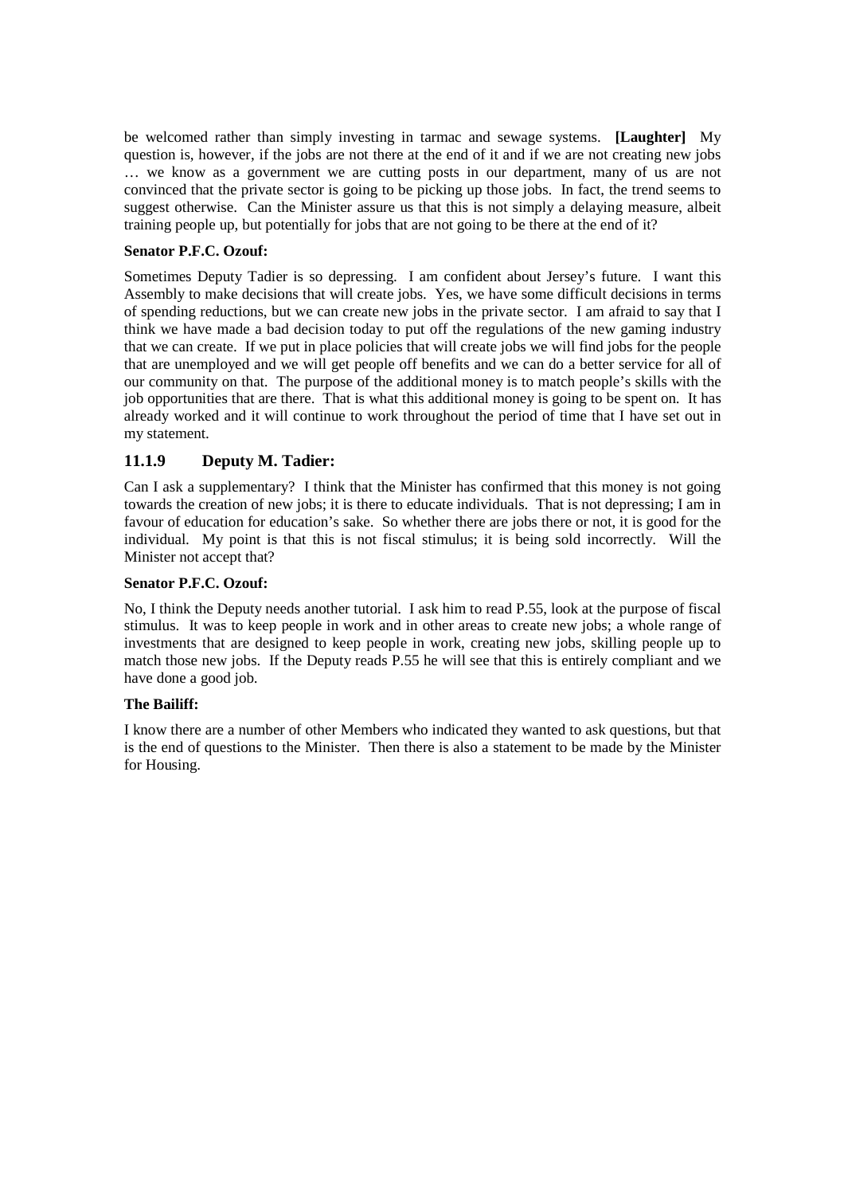be welcomed rather than simply investing in tarmac and sewage systems. **[Laughter]** My question is, however, if the jobs are not there at the end of it and if we are not creating new jobs … we know as a government we are cutting posts in our department, many of us are not convinced that the private sector is going to be picking up those jobs. In fact, the trend seems to suggest otherwise. Can the Minister assure us that this is not simply a delaying measure, albeit training people up, but potentially for jobs that are not going to be there at the end of it?

**Senator P.F.C. Ozouf:**

Sometimes Deputy Tadier is so depressing. I am confident about Jersey's future. I want this Assembly to make decisions that will create jobs. Yes, we have some difficult decisions in terms of spending reductions, but we can create new jobs in the private sector. I am afraid to say that I think we have made a bad decision today to put off the regulations of the new gaming industry that we can create. If we put in place policies that will create jobs we will find jobs for the people that are unemployed and we will get people off benefits and we can do a better service for all of our community on that. The purpose of the additional money is to match people's skills with the job opportunities that are there. That is what this additional money is going to be spent on. It has already worked and it will continue to work throughout the period of time that I have set out in my statement.

### 11.1.9 Deputy M. Tadier:

Can I ask a supplementary? I think that the Minister has confirmed that this money is not going towards the creation of new jobs; it is there to educate individuals. That is not depressing; I am in favour of education for education's sake. So whether there are jobs there or not, it is good for the individual. My point is that this is not fiscal stimulus; it is being sold incorrectly. Will the Minister not accept that?

**Senator P.F.C. Ozouf:**

No, I think the Deputy needs another tutorial. I ask him to read P.55, look at the purpose of fiscal stimulus. It was to keep people in work and in other areas to create new jobs; a whole range of investments that are designed to keep people in work, creating new jobs, skilling people up to match those new jobs. If the Deputy reads P.55 he will see that this is entirely compliant and we have done a good job.

**The Bailiff:**

I know there are a number of other Members who indicated they wanted to ask questions, but that is the end of questions to the Minister. Then there is also a statement to be made by the Minister for Housing.